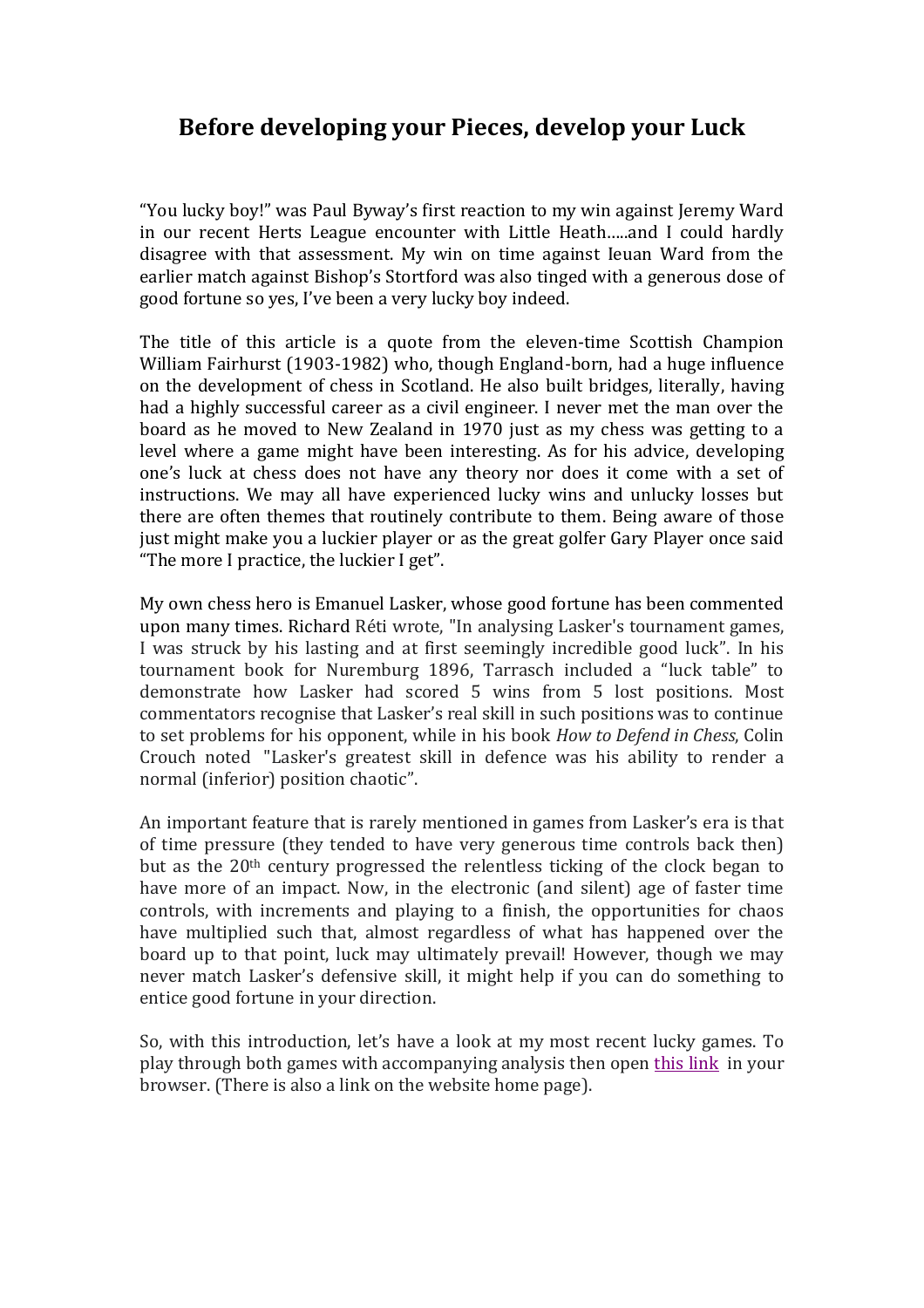# Before developing your Pieces, develop your Luck

"You lucky boy!" was Paul Byway's first reaction to my win against Jeremy Ward in our recent Herts League encounter with Little Heath.....and I could hardly disagree with that assessment. My win on time against Ieuan Ward from the earlier match against Bishop's Stortford was also tinged with a generous dose of good fortune so yes, I've been a very lucky boy indeed.

The title of this article is a quote from the eleven-time Scottish Champion William Fairhurst (1903-1982) who, though England-born, had a huge influence on the development of chess in Scotland. He also built bridges, literally, having had a highly successful career as a civil engineer. I never met the man over the board as he moved to New Zealand in 1970 just as my chess was getting to a level where a game might have been interesting. As for his advice, developing one's luck at chess does not have any theory nor does it come with a set of instructions. We may all have experienced lucky wins and unlucky losses but there are often themes that routinely contribute to them. Being aware of those just might make you a luckier player or as the great golfer Gary Player once said "The more I practice, the luckier I get".

My own chess hero is Emanuel Lasker, whose good fortune has been commented upon many times. Richard Réti wrote, "In analysing Lasker's tournament games, I was struck by his lasting and at first seemingly incredible good luck". In his tournament book for Nuremburg 1896, Tarrasch included a "luck table" to demonstrate how Lasker had scored 5 wins from 5 lost positions. Most commentators recognise that Lasker's real skill in such positions was to continue to set problems for his opponent, while in his book *How to Defend in Chess*, Colin Crouch noted "Lasker's greatest skill in defence was his ability to render a normal (inferior) position chaotic".

An important feature that is rarely mentioned in games from Lasker's era is that of time pressure (they tended to have very generous time controls back then) but as the 20th century progressed the relentless ticking of the clock began to have more of an impact. Now, in the electronic (and silent) age of faster time controls, with increments and playing to a finish, the opportunities for chaos have multiplied such that, almost regardless of what has happened over the board up to that point, luck may ultimately prevail! However, though we may never match Lasker's defensive skill, it might help if you can do something to entice good fortune in your direction.

So, with this introduction, let's have a look at my most recent lucky games. To play through both games with accompanying analysis then open this link in your browser. (There is also a link on the website home page).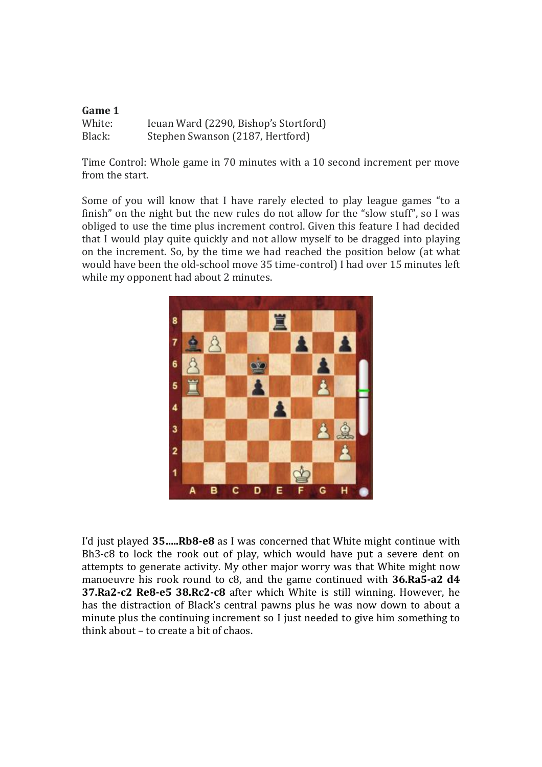**Game 1**

White: Ieuan Ward (2290, Bishop's Stortford)
Black: Stephen Swanson (2187, Hertford)

Time Control: Whole game in 70 minutes with a 10 second increment per move from the start.

Some of you will know that I have rarely elected to play league games "to a finish" on the night but the new rules do not allow for the "slow stuff", so I was obliged to use the time plus increment control. Given this feature I had decided that I would play quite quickly and not allow myself to be dragged into playing on the increment. So, by the time we had reached the position below (at what would have been the old-school move 35 time-control) I had over 15 minutes left while my opponent had about 2 minutes.

I'd just played **35.....Rb8-e8** as I was concerned that White might continue with Bh3-c8 to lock the rook out of play, which would have put a severe dent on attempts to generate activity. My other major worry was that White might now manoeuvre his rook round to c8, and the game continued with **36.Ra5-a2 d4 37.Ra2-c2 Re8-e5 38.Rc2-c8** after which White is still winning. However, he has the distraction of Black's central pawns plus he was now down to about a minute plus the continuing increment so I just needed to give him something to think about – to create a bit of chaos.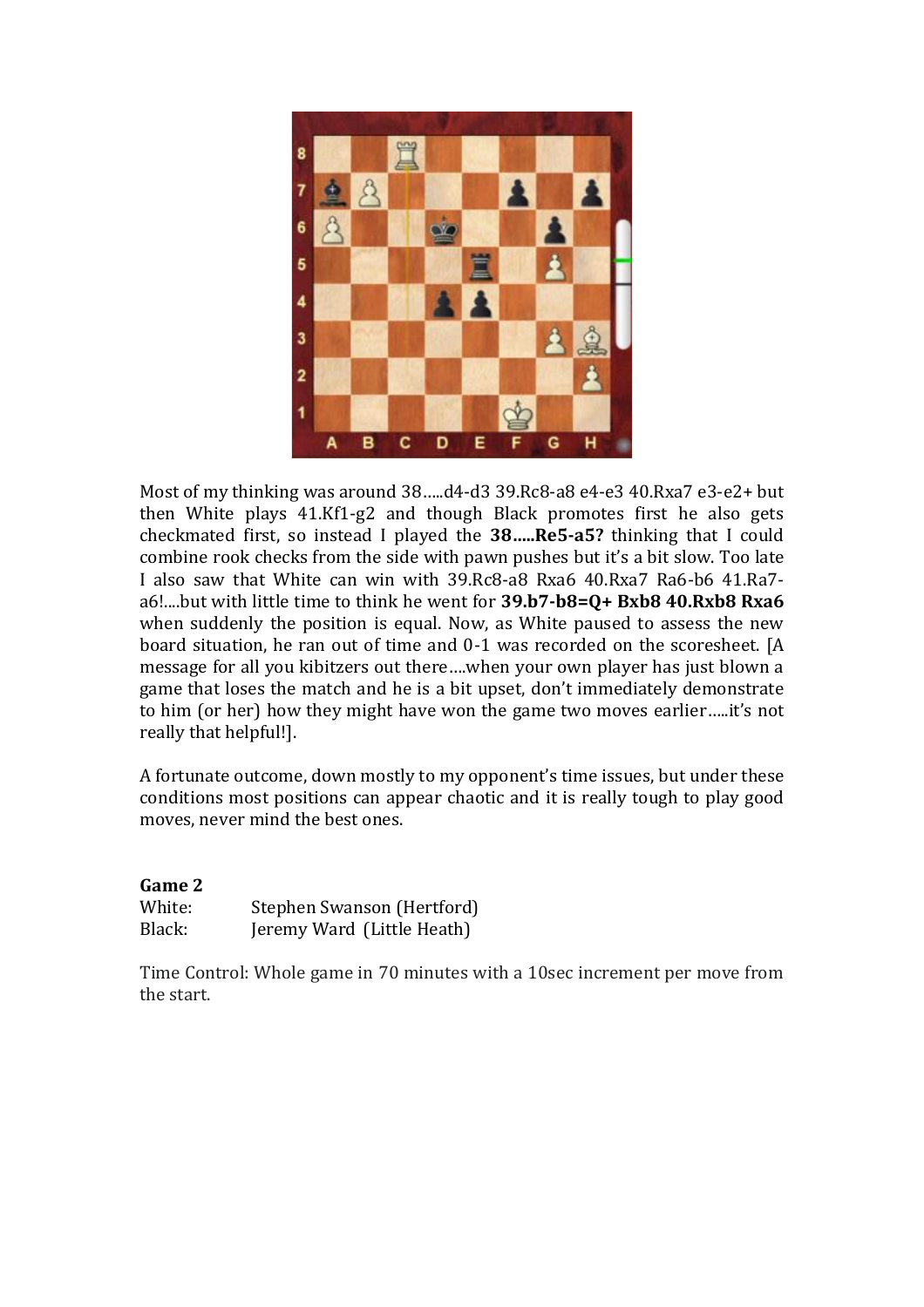Most of my thinking was around 38.....d4-d3 39.Rc8-a8 e4-e3 40.Rxa7 e3-e2+ but then White plays 41.Kf1-g2 and though Black promotes first he also gets checkmated first, so instead I played the **38.....Re5-a5?** thinking that I could combine rook checks from the side with pawn pushes but it's a bit slow. Too late I also saw that White can win with 39.Rc8-a8 Rxa6 40.Rxa7 Ra6-b6 41.Ra7-a6!....but with little time to think he went for **39.b7-b8=Q+ Bxb8 40.Rxb8 Rxa6** when suddenly the position is equal. Now, as White paused to assess the new board situation, he ran out of time and 0-1 was recorded on the scoresheet. [A message for all you kibitzers out there....when your own player has just blown a game that loses the match and he is a bit upset, don't immediately demonstrate to him (or her) how they might have won the game two moves earlier.....it's not really that helpful!].

A fortunate outcome, down mostly to my opponent's time issues, but under these conditions most positions can appear chaotic and it is really tough to play good moves, never mind the best ones.

**Game 2**

White: Stephen Swanson (Hertford)
Black: Jeremy Ward (Little Heath)

Time Control: Whole game in 70 minutes with a 10sec increment per move from the start.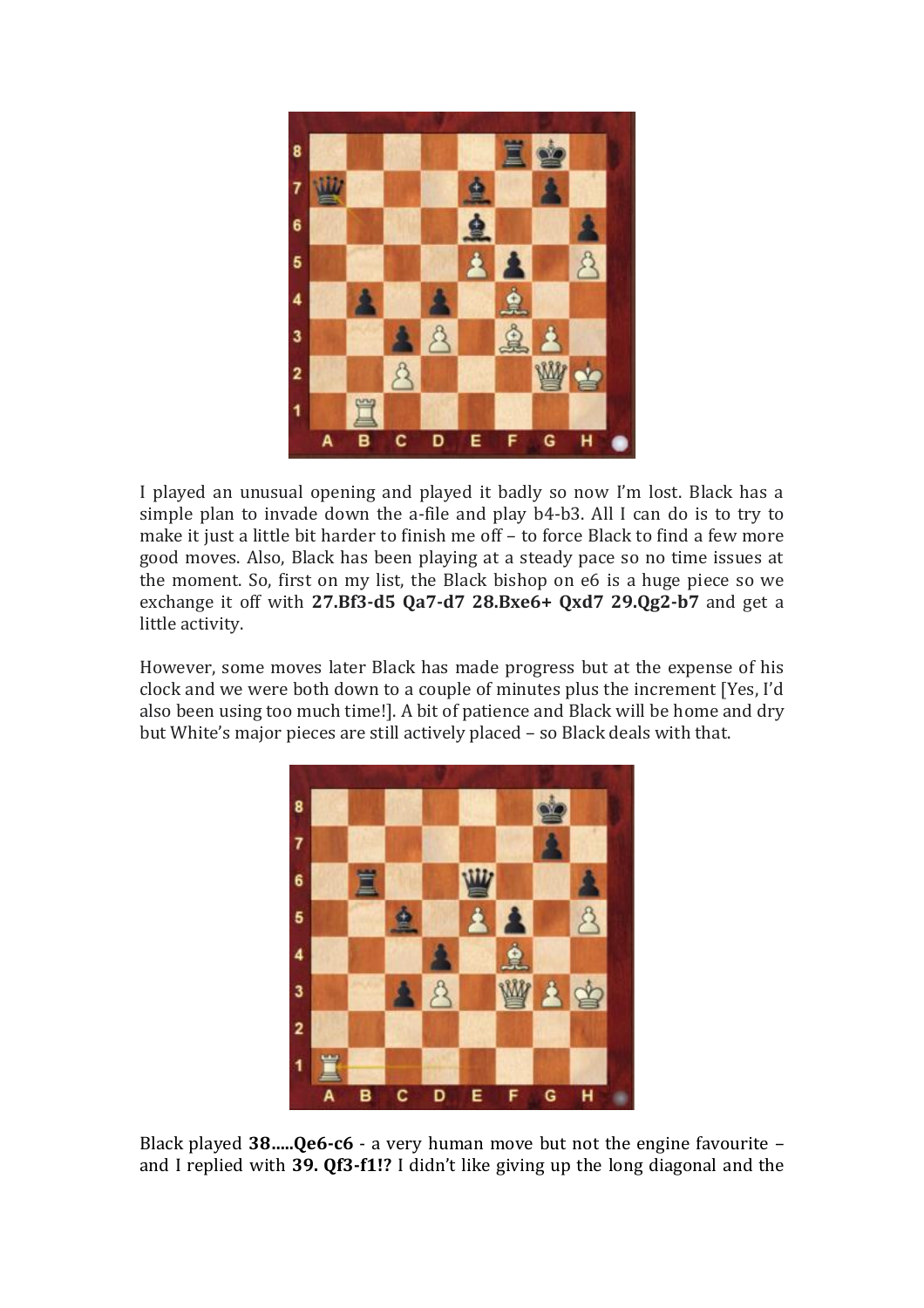I played an unusual opening and played it badly so now I'm lost. Black has a simple plan to invade down the a-file and play b4-b3. All I can do is to try to make it just a little bit harder to finish me off – to force Black to find a few more good moves. Also, Black has been playing at a steady pace so no time issues at the moment. So, first on my list, the Black bishop on e6 is a huge piece so we exchange it off with **27.Bf3-d5 Qa7-d7 28.Bxe6+ Qxd7 29.Qg2-b7** and get a little activity.

However, some moves later Black has made progress but at the expense of his clock and we were both down to a couple of minutes plus the increment [Yes, I'd also been using too much time!]. A bit of patience and Black will be home and dry but White's major pieces are still actively placed – so Black deals with that.

Black played **38.....Qe6-c6** - a very human move but not the engine favourite – and I replied with **39. Qf3-f1!?** I didn't like giving up the long diagonal and the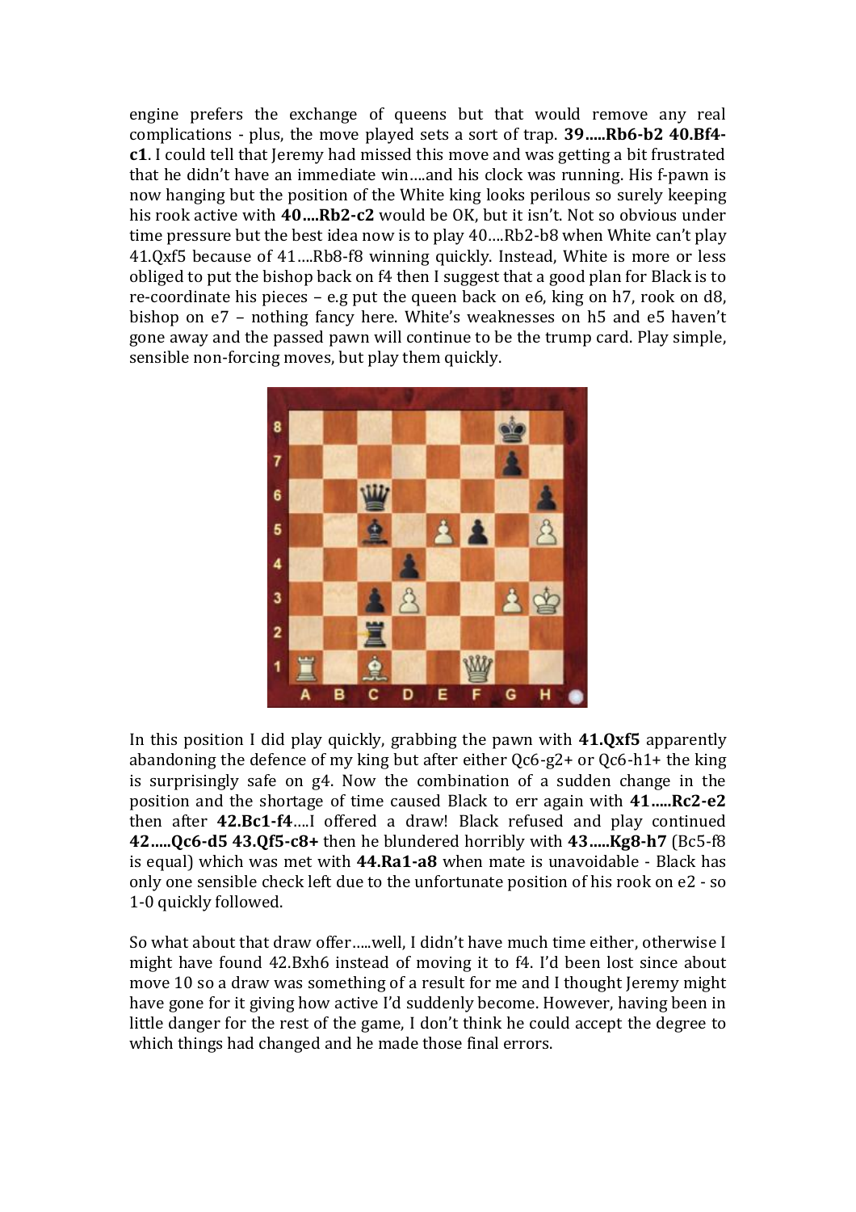engine prefers the exchange of queens but that would remove any real complications - plus, the move played sets a sort of trap. **39…..Rb6-b2 40.Bf4-c1**. I could tell that Jeremy had missed this move and was getting a bit frustrated that he didn't have an immediate win….and his clock was running. His f-pawn is now hanging but the position of the White king looks perilous so surely keeping his rook active with **40….Rb2-c2** would be OK, but it isn't. Not so obvious under time pressure but the best idea now is to play 40….Rb2-b8 when White can't play 41.Qxf5 because of 41….Rb8-f8 winning quickly. Instead, White is more or less obliged to put the bishop back on f4 then I suggest that a good plan for Black is to re-coordinate his pieces – e.g put the queen back on e6, king on h7, rook on d8, bishop on e7 – nothing fancy here. White's weaknesses on h5 and e5 haven't gone away and the passed pawn will continue to be the trump card. Play simple, sensible non-forcing moves, but play them quickly.

In this position I did play quickly, grabbing the pawn with **41.Qxf5** apparently abandoning the defence of my king but after either Qc6-g2+ or Qc6-h1+ the king is surprisingly safe on g4. Now the combination of a sudden change in the position and the shortage of time caused Black to err again with **41…..Rc2-e2** then after **42.Bc1-f4**….I offered a draw! Black refused and play continued **42…..Qc6-d5 43.Qf5-c8+** then he blundered horribly with **43…..Kg8-h7** (Bc5-f8 is equal) which was met with **44.Ra1-a8** when mate is unavoidable - Black has only one sensible check left due to the unfortunate position of his rook on e2 - so 1-0 quickly followed.

So what about that draw offer…..well, I didn't have much time either, otherwise I might have found 42.Bxh6 instead of moving it to f4. I'd been lost since about move 10 so a draw was something of a result for me and I thought Jeremy might have gone for it giving how active I'd suddenly become. However, having been in little danger for the rest of the game, I don't think he could accept the degree to which things had changed and he made those final errors.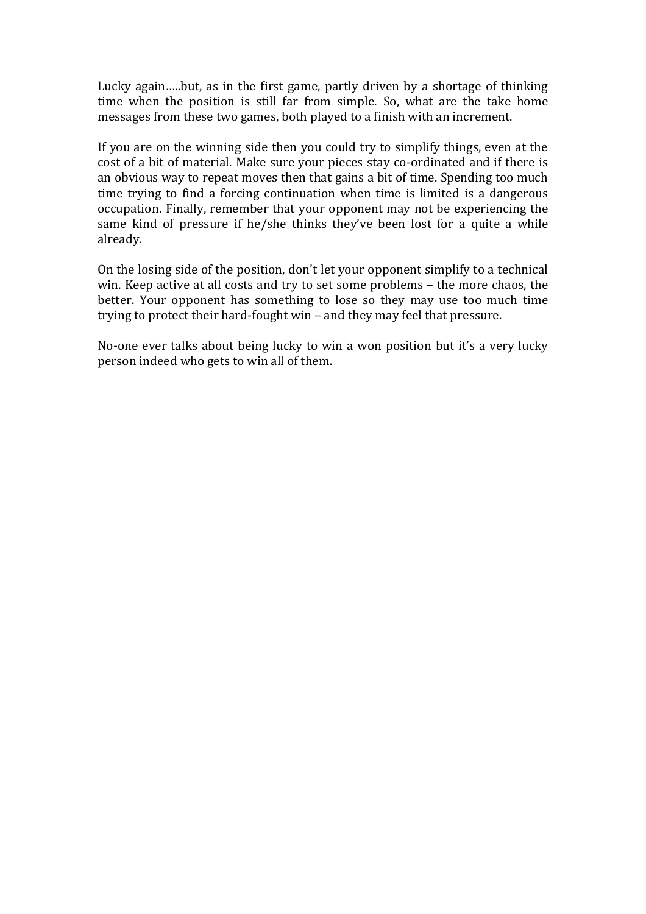Lucky again…..but, as in the first game, partly driven by a shortage of thinking time when the position is still far from simple. So, what are the take home messages from these two games, both played to a finish with an increment.

If you are on the winning side then you could try to simplify things, even at the cost of a bit of material. Make sure your pieces stay co-ordinated and if there is an obvious way to repeat moves then that gains a bit of time. Spending too much time trying to find a forcing continuation when time is limited is a dangerous occupation. Finally, remember that your opponent may not be experiencing the same kind of pressure if he/she thinks they've been lost for a quite a while already.

On the losing side of the position, don't let your opponent simplify to a technical win. Keep active at all costs and try to set some problems – the more chaos, the better. Your opponent has something to lose so they may use too much time trying to protect their hard-fought win – and they may feel that pressure.

No-one ever talks about being lucky to win a won position but it's a very lucky person indeed who gets to win all of them.